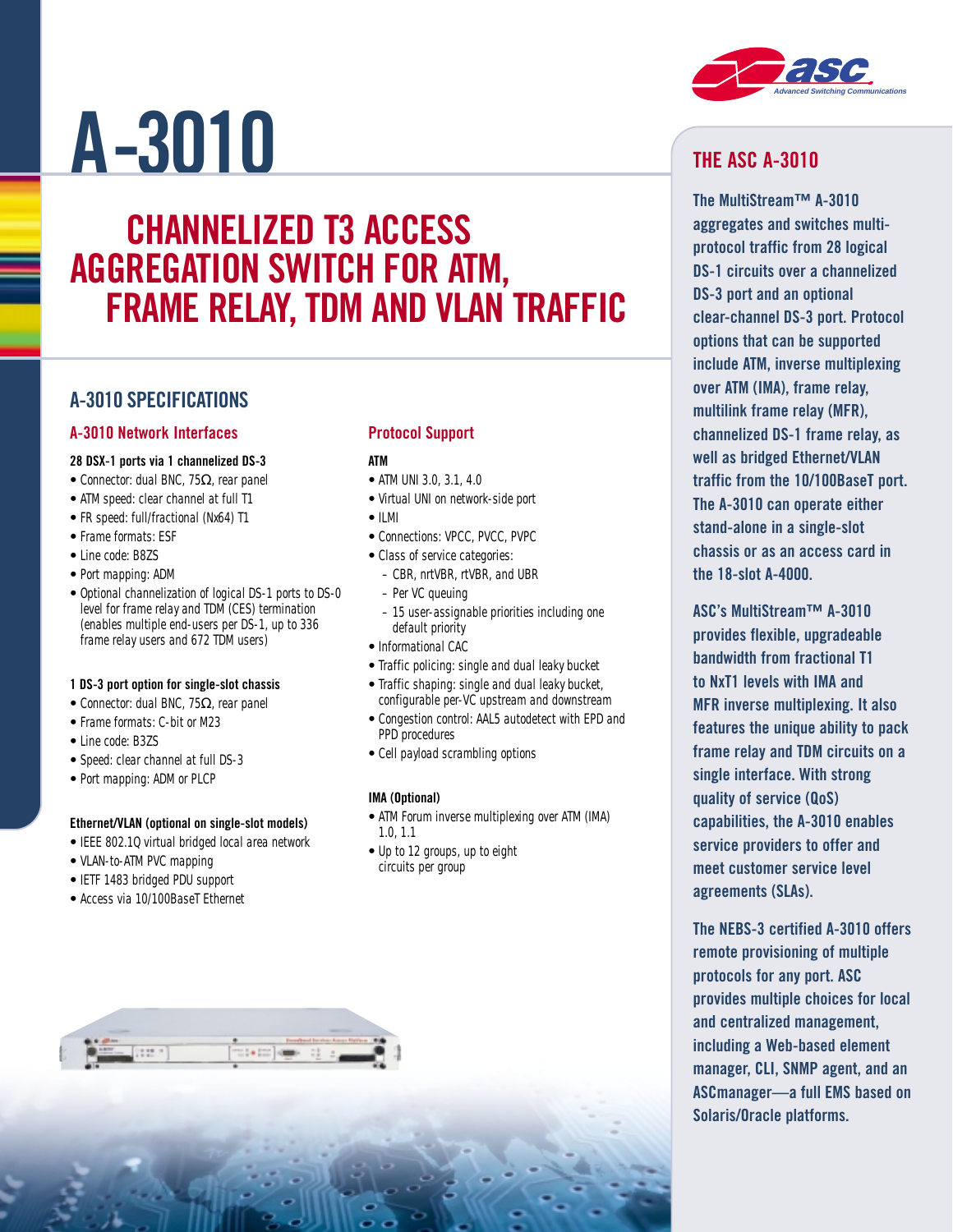# A-3010

## CHANNELIZED T3 ACCESS AGGREGATION SWITCH FOR ATM, FRAME RELAY, TDM AND VLAN TRAFFIC

## A-3010 SPECIFICATIONS

### A-3010 Network Interfaces

**28 DSX-1 ports via 1 channelized DS-3**

- Connector: dual BNC, 75Ω, rear panel
- ATM speed: clear channel at full T1
- FR speed: full/fractional (Nx64) T1
- Frame formats: ESF
- Line code: B8ZS
- Port mapping: ADM
- Optional channelization of logical DS-1 ports to DS-0 level for frame relay and TDM (CES) termination (enables multiple end-users per DS-1, up to 336 frame relay users and 672 TDM users)

**1 DS-3 port option for single-slot chassis**

- Connector: dual BNC, 75Ω, rear panel
- Frame formats: C-bit or M23
- Line code: B3ZS
- Speed: clear channel at full DS-3
- Port mapping: ADM or PLCP

**Ethernet/VLAN (optional on single-slot models)**

- IEEE 802.1Q virtual bridged local area network
- VLAN-to-ATM PVC mapping
- IETF 1483 bridged PDU support
- Access via 10/100BaseT Ethernet

### Protocol Support

**ATM**

- ATM UNI 3.0, 3.1, 4.0
- Virtual UNI on network-side port
- ILMI
- Connections: VPCC, PVCC, PVPC
- Class of service categories:
  - CBR, nrtVBR, rtVBR, and UBR
  - Per VC queuing
  - 15 user-assignable priorities including one default priority
- Informational CAC
- Traffic policing: single and dual leaky bucket
- Traffic shaping: single and dual leaky bucket, configurable per-VC upstream and downstream
- Congestion control: AAL5 autodetect with EPD and PPD procedures
- Cell payload scrambling options

**IMA (Optional)**

- ATM Forum inverse multiplexing over ATM (IMA) 1.0, 1.1
- Up to 12 groups, up to eight circuits per group

## THE ASC A-3010

The MultiStream™ A-3010 aggregates and switches multi-protocol traffic from 28 logical DS-1 circuits over a channelized DS-3 port and an optional clear-channel DS-3 port. Protocol options that can be supported include ATM, inverse multiplexing over ATM (IMA), frame relay, multilink frame relay (MFR), channelized DS-1 frame relay, as well as bridged Ethernet/VLAN traffic from the 10/100BaseT port. The A-3010 can operate either stand-alone in a single-slot chassis or as an access card in the 18-slot A-4000.

ASC's MultiStream™ A-3010 provides flexible, upgradeable bandwidth from fractional T1 to NxT1 levels with IMA and MFR inverse multiplexing. It also features the unique ability to pack frame relay and TDM circuits on a single interface. With strong quality of service (QoS) capabilities, the A-3010 enables service providers to offer and meet customer service level agreements (SLAs).

The NEBS-3 certified A-3010 offers remote provisioning of multiple protocols for any port. ASC provides multiple choices for local and centralized management, including a Web-based element manager, CLI, SNMP agent, and an ASCmanager—a full EMS based on Solaris/Oracle platforms.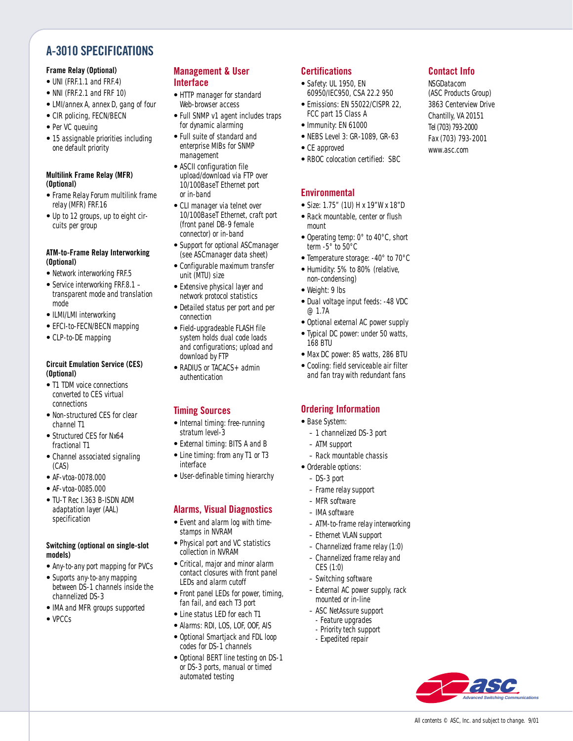# A-3010 SPECIFICATIONS

### Frame Relay (Optional)

- UNI (FRF.1.1 and FRF.4)
- NNI (FRF.2.1 and FRF 10)
- LMI/annex A, annex D, gang of four
- CIR policing, FECN/BECN
- Per VC queuing
- 15 assignable priorities including one default priority

### Multilink Frame Relay (MFR) (Optional)

- Frame Relay Forum multilink frame relay (MFR) FRF.16
- Up to 12 groups, up to eight circuits per group

### ATM-to-Frame Relay Interworking (Optional)

- Network interworking FRF.5
- Service interworking FRF.8.1 – transparent mode and translation mode
- ILMI/LMI interworking
- EFCI-to-FECN/BECN mapping
- CLP-to-DE mapping

### Circuit Emulation Service (CES) (Optional)

- T1 TDM voice connections converted to CES virtual connections
- Non-structured CES for clear channel T1
- Structured CES for Nx64 fractional T1
- Channel associated signaling (CAS)
- AF-vtoa-0078.000
- AF-vtoa-0085.000
- TU-T Rec I.363 B-ISDN ADM adaptation layer (AAL) specification

### Switching (optional on single-slot models)

- Any-to-any port mapping for PVCs
- Suports any-to-any mapping between DS-1 channels inside the channelized DS-3
- IMA and MFR groups supported
- VPCCs

## Management & User Interface

- HTTP manager for standard Web-browser access
- Full SNMP v1 agent includes traps for dynamic alarming
- Full suite of standard and enterprise MIBs for SNMP management
- ASCII configuration file upload/download via FTP over 10/100BaseT Ethernet port or in-band
- CLI manager via telnet over 10/100BaseT Ethernet, craft port (front panel DB-9 female connector) or in-band
- Support for optional ASCmanager (see ASCmanager data sheet)
- Configurable maximum transfer unit (MTU) size
- Extensive physical layer and network protocol statistics
- Detailed status per port and per connection
- Field-upgradeable FLASH file system holds dual code loads and configurations; upload and download by FTP
- RADIUS or TACACS+ admin authentication

## Timing Sources

- Internal timing: free-running stratum level-3
- External timing: BITS A and B
- Line timing: from any T1 or T3 interface
- User-definable timing hierarchy

## Alarms, Visual Diagnostics

- Event and alarm log with time-stamps in NVRAM
- Physical port and VC statistics collection in NVRAM
- Critical, major and minor alarm contact closures with front panel LEDs and alarm cutoff
- Front panel LEDs for power, timing, fan fail, and each T3 port
- Line status LED for each T1
- Alarms: RDI, LOS, LOF, OOF, AIS
- Optional Smartjack and FDL loop codes for DS-1 channels
- Optional BERT line testing on DS-1 or DS-3 ports, manual or timed automated testing

## Certifications

- Safety: UL 1950, EN 60950/IEC950, CSA 22.2 950
- Emissions: EN 55022/CISPR 22, FCC part 15 Class A
- Immunity: EN 61000
- NEBS Level 3: GR-1089, GR-63
- CE approved
- RBOC colocation certified: SBC

## Environmental

- Size: 1.75" (1U) H x 19"W x 18"D
- Rack mountable, center or flush mount
- Operating temp: 0° to 40°C, short term -5° to 50°C
- Temperature storage: -40° to 70°C
- Humidity: 5% to 80% (relative, non-condensing)
- Weight: 9 lbs
- Dual voltage input feeds: -48 VDC @ 1.7A
- Optional external AC power supply
- Typical DC power: under 50 watts, 168 BTU
- Max DC power: 85 watts, 286 BTU
- Cooling: field serviceable air filter and fan tray with redundant fans

## Ordering Information

- Base System:
  - 1 channelized DS-3 port
  - ATM support
  - Rack mountable chassis
- Orderable options:
  - DS-3 port
  - Frame relay support
  - MFR software
  - IMA software
  - ATM-to-frame relay interworking
  - Ethernet VLAN support
  - Channelized frame relay (1:0)
  - Channelized frame relay and CES (1:0)
  - Switching software
  - External AC power supply, rack mounted or in-line
  - ASC NetAssure support
    - Feature upgrades
    - Priority tech support
    - Expedited repair

## Contact Info

NSGDatacom  
(ASC Products Group)  
3863 Centerview Drive  
Chantilly, VA 20151  
Tel (703) 793-2000  
Fax (703) 793-2001  
www.asc.com

asc  
Advanced Switching Communications

All contents © ASC, Inc. and subject to change. 9/01